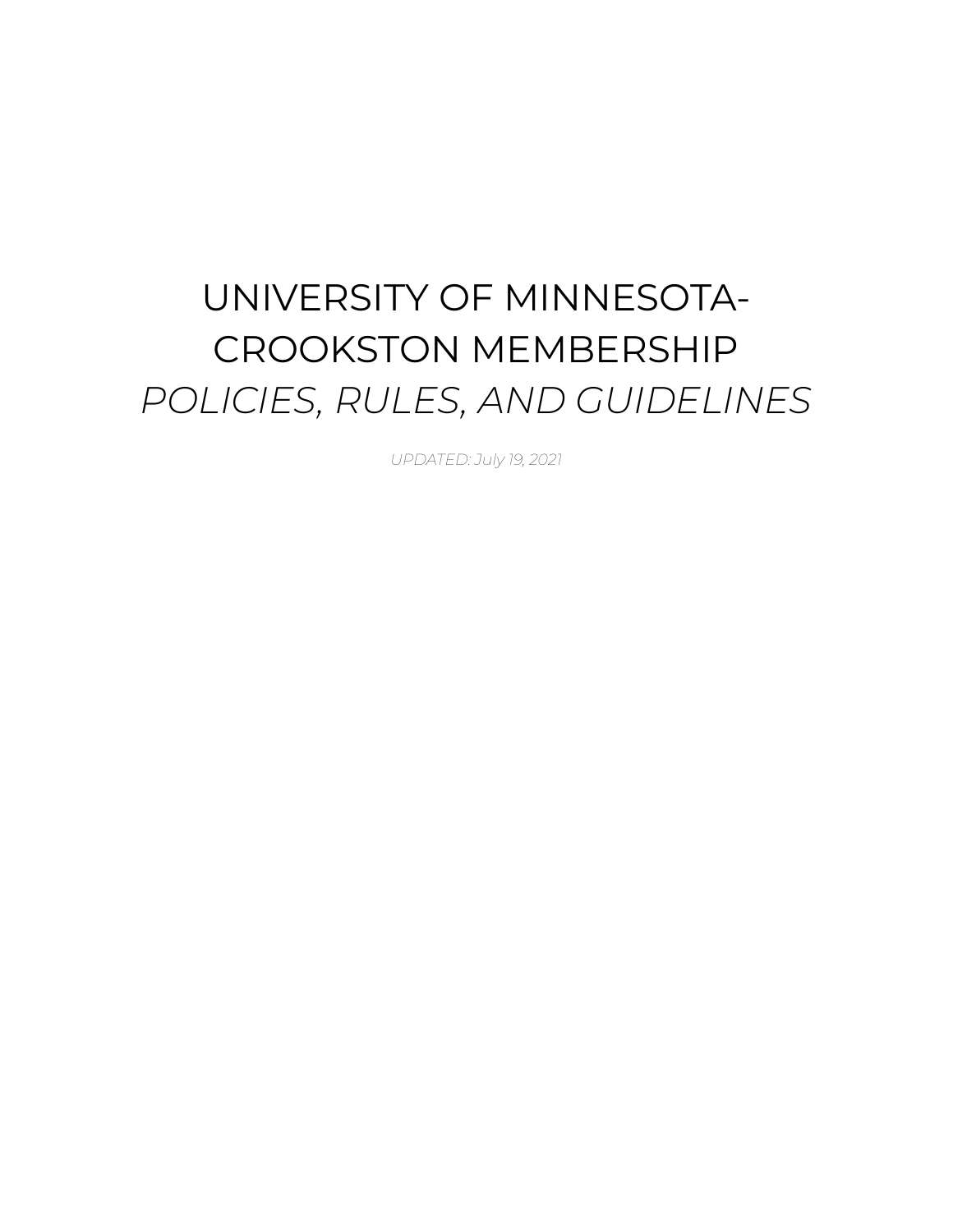# UNIVERSITY OF MINNESOTA-CROOKSTON MEMBERSHIP *POLICIES, RULES, AND GUIDELINES*

*UPDATED: July 19, 2021*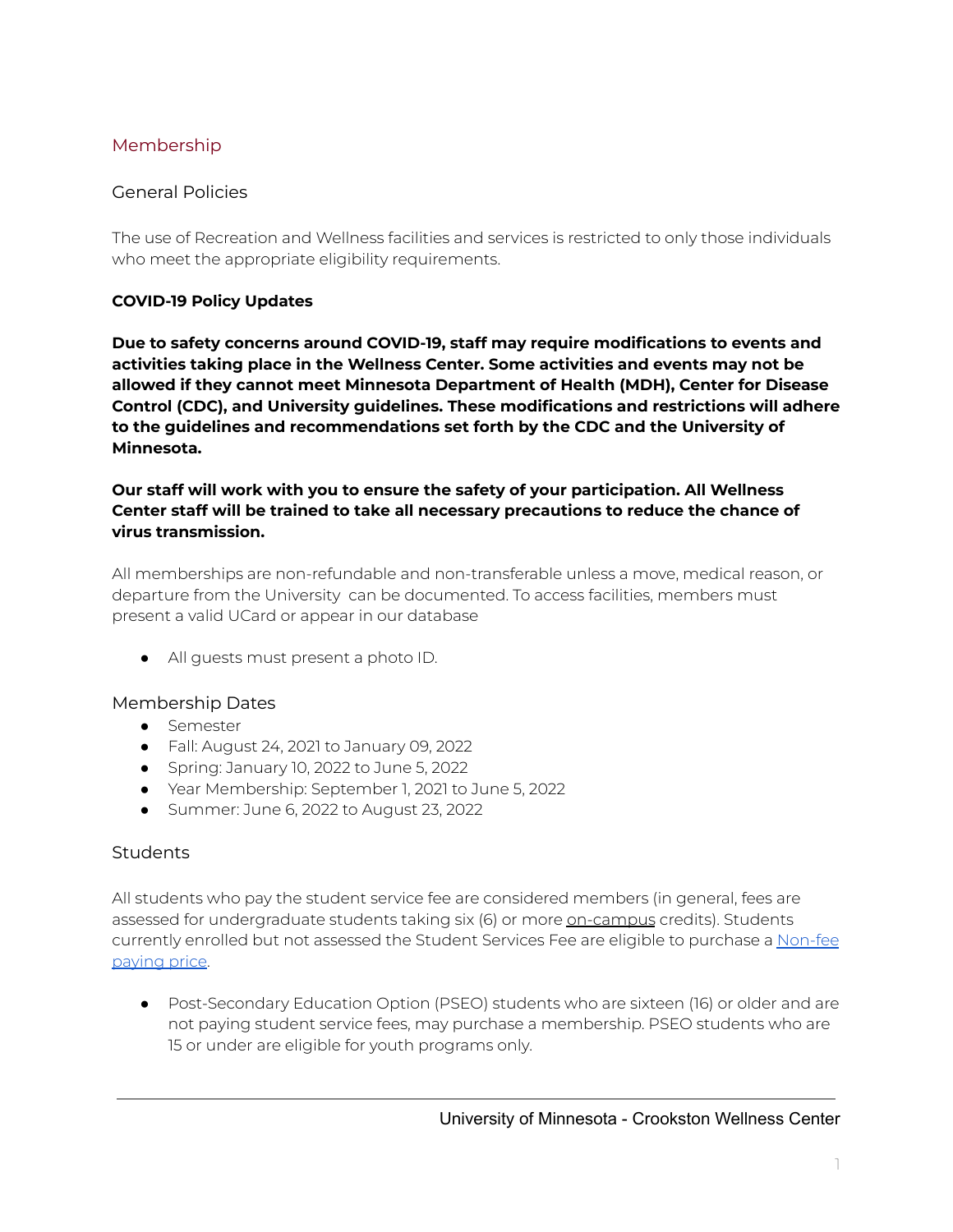## Membership

### General Policies

The use of Recreation and Wellness facilities and services is restricted to only those individuals who meet the appropriate eligibility requirements.

**COVID-19 Policy Updates**

**Due to safety concerns around COVID-19, staff may require modifications to events and activities taking place in the Wellness Center. Some activities and events may not be allowed if they cannot meet Minnesota Department of Health (MDH), Center for Disease Control (CDC), and University guidelines. These modifications and restrictions will adhere to the guidelines and recommendations set forth by the CDC and the University of Minnesota.**

**Our staff will work with you to ensure the safety of your participation. All Wellness Center staff will be trained to take all necessary precautions to reduce the chance of virus transmission.**

All memberships are non-refundable and non-transferable unless a move, medical reason, or departure from the University can be documented. To access facilities, members must present a valid UCard or appear in our database

- All guests must present a photo ID.

### Membership Dates

- Semester
- Fall: August 24, 2021 to January 09, 2022
- Spring: January 10, 2022 to June 5, 2022
- Year Membership: September 1, 2021 to June 5, 2022
- Summer: June 6, 2022 to August 23, 2022

### Students

All students who pay the student service fee are considered members (in general, fees are assessed for undergraduate students taking six (6) or more on-campus credits). Students currently enrolled but not assessed the Student Services Fee are eligible to purchase a Non-fee paying price.

- Post-Secondary Education Option (PSEO) students who are sixteen (16) or older and are not paying student service fees, may purchase a membership. PSEO students who are 15 or under are eligible for youth programs only.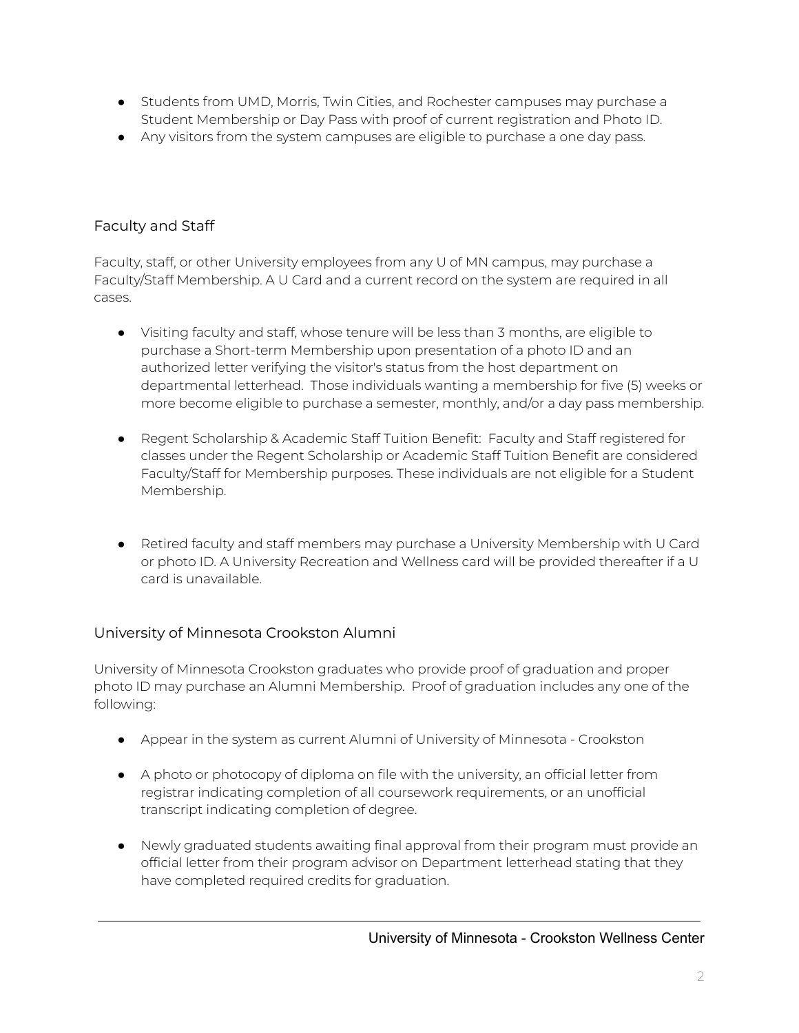- Students from UMD, Morris, Twin Cities, and Rochester campuses may purchase a Student Membership or Day Pass with proof of current registration and Photo ID.
- Any visitors from the system campuses are eligible to purchase a one day pass.

## Faculty and Staff

Faculty, staff, or other University employees from any U of MN campus, may purchase a Faculty/Staff Membership. A U Card and a current record on the system are required in all cases.

- Visiting faculty and staff, whose tenure will be less than 3 months, are eligible to purchase a Short-term Membership upon presentation of a photo ID and an authorized letter verifying the visitor's status from the host department on departmental letterhead. Those individuals wanting a membership for five (5) weeks or more become eligible to purchase a semester, monthly, and/or a day pass membership.

- Regent Scholarship & Academic Staff Tuition Benefit: Faculty and Staff registered for classes under the Regent Scholarship or Academic Staff Tuition Benefit are considered Faculty/Staff for Membership purposes. These individuals are not eligible for a Student Membership.

- Retired faculty and staff members may purchase a University Membership with U Card or photo ID. A University Recreation and Wellness card will be provided thereafter if a U card is unavailable.

## University of Minnesota Crookston Alumni

University of Minnesota Crookston graduates who provide proof of graduation and proper photo ID may purchase an Alumni Membership. Proof of graduation includes any one of the following:

- Appear in the system as current Alumni of University of Minnesota - Crookston

- A photo or photocopy of diploma on file with the university, an official letter from registrar indicating completion of all coursework requirements, or an unofficial transcript indicating completion of degree.

- Newly graduated students awaiting final approval from their program must provide an official letter from their program advisor on Department letterhead stating that they have completed required credits for graduation.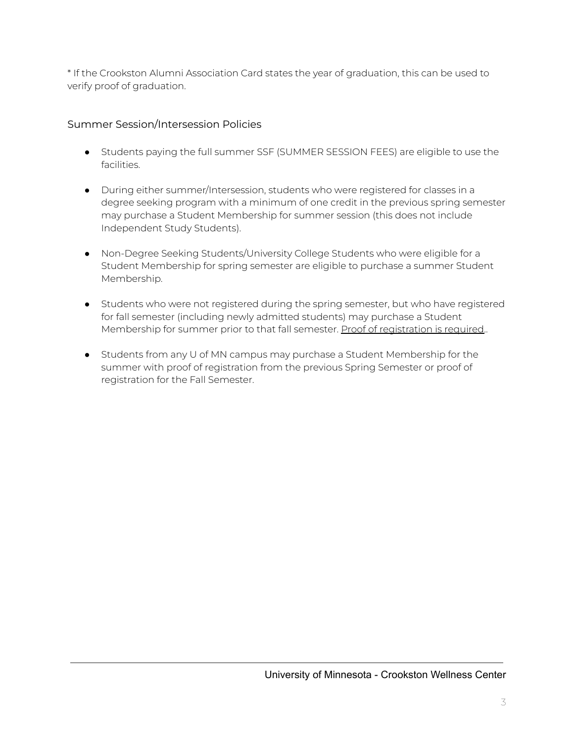* If the Crookston Alumni Association Card states the year of graduation, this can be used to verify proof of graduation.

## Summer Session/Intersession Policies

- Students paying the full summer SSF (SUMMER SESSION FEES) are eligible to use the facilities.
- During either summer/Intersession, students who were registered for classes in a degree seeking program with a minimum of one credit in the previous spring semester may purchase a Student Membership for summer session (this does not include Independent Study Students).
- Non-Degree Seeking Students/University College Students who were eligible for a Student Membership for spring semester are eligible to purchase a summer Student Membership.
- Students who were not registered during the spring semester, but who have registered for fall semester (including newly admitted students) may purchase a Student Membership for summer prior to that fall semester. Proof of registration is required..
- Students from any U of MN campus may purchase a Student Membership for the summer with proof of registration from the previous Spring Semester or proof of registration for the Fall Semester.